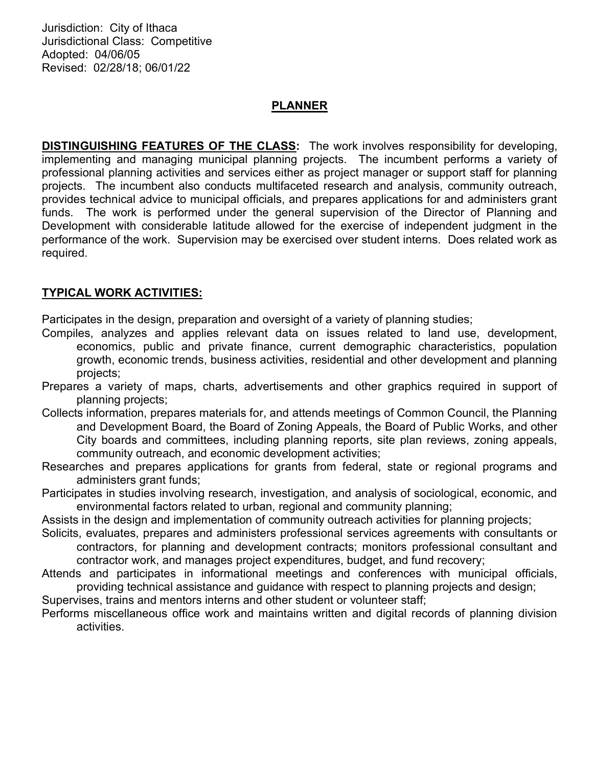Jurisdiction: City of Ithaca
Jurisdictional Class: Competitive
Adopted: 04/06/05
Revised: 02/28/18; 06/01/22

# PLANNER

**DISTINGUISHING FEATURES OF THE CLASS:** The work involves responsibility for developing, implementing and managing municipal planning projects. The incumbent performs a variety of professional planning activities and services either as project manager or support staff for planning projects. The incumbent also conducts multifaceted research and analysis, community outreach, provides technical advice to municipal officials, and prepares applications for and administers grant funds. The work is performed under the general supervision of the Director of Planning and Development with considerable latitude allowed for the exercise of independent judgment in the performance of the work. Supervision may be exercised over student interns. Does related work as required.

## TYPICAL WORK ACTIVITIES:

Participates in the design, preparation and oversight of a variety of planning studies;

Compiles, analyzes and applies relevant data on issues related to land use, development, economics, public and private finance, current demographic characteristics, population growth, economic trends, business activities, residential and other development and planning projects;

Prepares a variety of maps, charts, advertisements and other graphics required in support of planning projects;

Collects information, prepares materials for, and attends meetings of Common Council, the Planning and Development Board, the Board of Zoning Appeals, the Board of Public Works, and other City boards and committees, including planning reports, site plan reviews, zoning appeals, community outreach, and economic development activities;

Researches and prepares applications for grants from federal, state or regional programs and administers grant funds;

Participates in studies involving research, investigation, and analysis of sociological, economic, and environmental factors related to urban, regional and community planning;

Assists in the design and implementation of community outreach activities for planning projects;

Solicits, evaluates, prepares and administers professional services agreements with consultants or contractors, for planning and development contracts; monitors professional consultant and contractor work, and manages project expenditures, budget, and fund recovery;

Attends and participates in informational meetings and conferences with municipal officials, providing technical assistance and guidance with respect to planning projects and design;

Supervises, trains and mentors interns and other student or volunteer staff;

Performs miscellaneous office work and maintains written and digital records of planning division activities.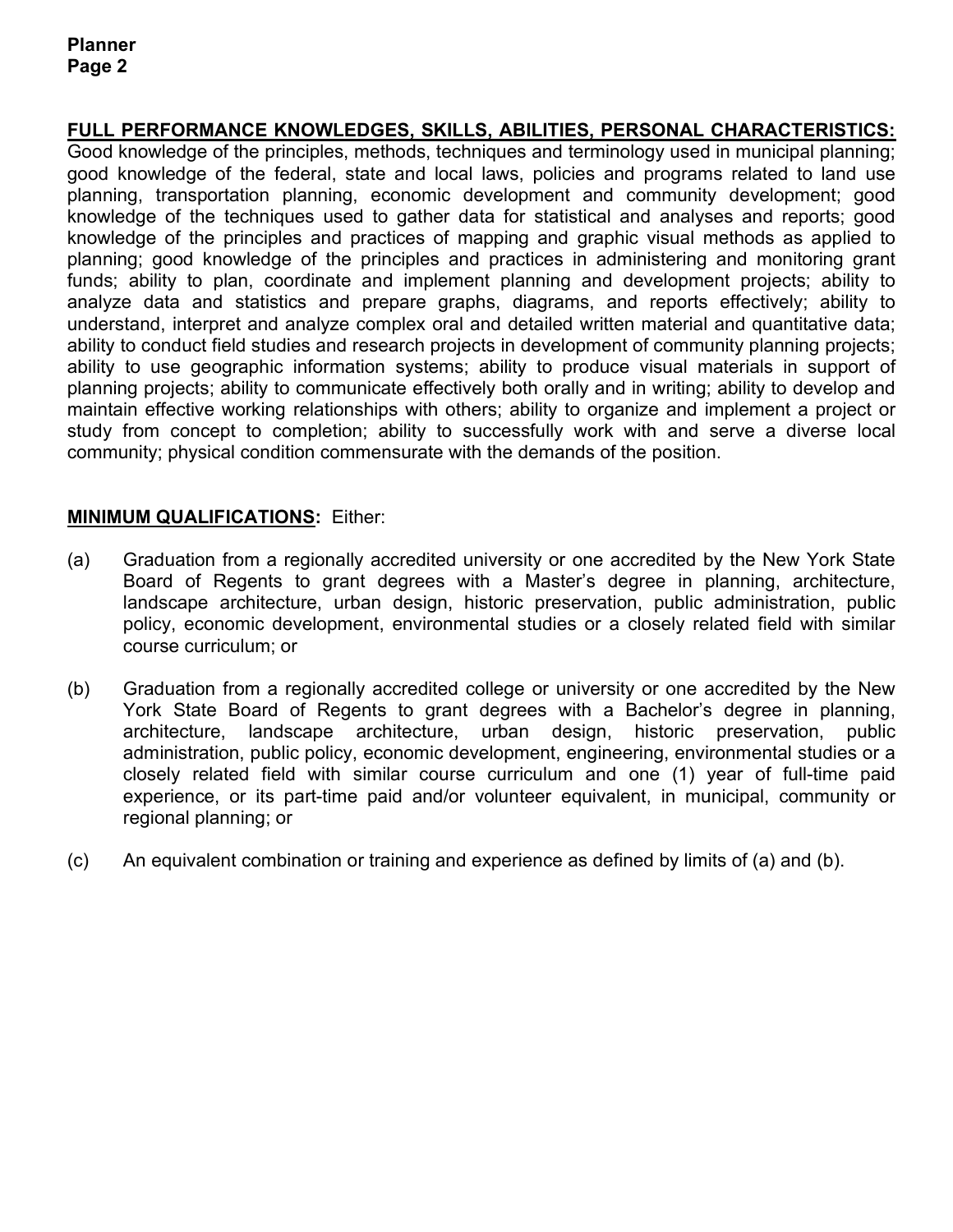**FULL PERFORMANCE KNOWLEDGES, SKILLS, ABILITIES, PERSONAL CHARACTERISTICS:** Good knowledge of the principles, methods, techniques and terminology used in municipal planning; good knowledge of the federal, state and local laws, policies and programs related to land use planning, transportation planning, economic development and community development; good knowledge of the techniques used to gather data for statistical and analyses and reports; good knowledge of the principles and practices of mapping and graphic visual methods as applied to planning; good knowledge of the principles and practices in administering and monitoring grant funds; ability to plan, coordinate and implement planning and development projects; ability to analyze data and statistics and prepare graphs, diagrams, and reports effectively; ability to understand, interpret and analyze complex oral and detailed written material and quantitative data; ability to conduct field studies and research projects in development of community planning projects; ability to use geographic information systems; ability to produce visual materials in support of planning projects; ability to communicate effectively both orally and in writing; ability to develop and maintain effective working relationships with others; ability to organize and implement a project or study from concept to completion; ability to successfully work with and serve a diverse local community; physical condition commensurate with the demands of the position.

**MINIMUM QUALIFICATIONS:** Either:

(a) Graduation from a regionally accredited university or one accredited by the New York State Board of Regents to grant degrees with a Master's degree in planning, architecture, landscape architecture, urban design, historic preservation, public administration, public policy, economic development, environmental studies or a closely related field with similar course curriculum; or

(b) Graduation from a regionally accredited college or university or one accredited by the New York State Board of Regents to grant degrees with a Bachelor's degree in planning, architecture, landscape architecture, urban design, historic preservation, public administration, public policy, economic development, engineering, environmental studies or a closely related field with similar course curriculum and one (1) year of full-time paid experience, or its part-time paid and/or volunteer equivalent, in municipal, community or regional planning; or

(c) An equivalent combination or training and experience as defined by limits of (a) and (b).